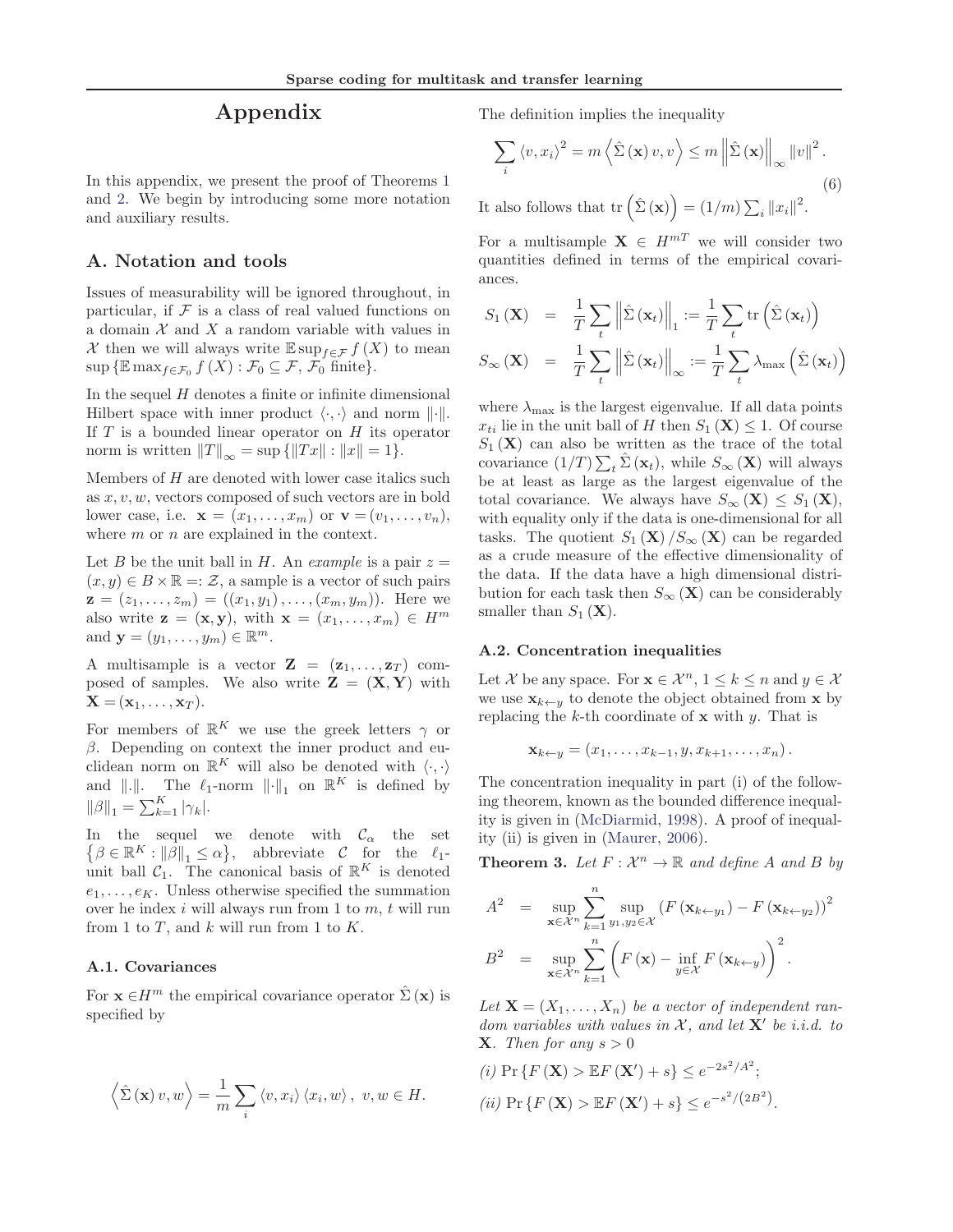# Appendix

In this appendix, we present the proof of Theorems 1 and 2. We begin by introducing some more notation and auxiliary results.

## A. Notation and tools

Issues of measurability will be ignored throughout, in particular, if $\mathcal{F}$ is a class of real valued functions on a domain $\mathcal{X}$ and $X$ a random variable with values in $\mathcal{X}$ then we will always write $\mathbb{E}\sup_{f\in\mathcal{F}} f(X)$ to mean $\sup\{\mathbb{E}\max_{f\in\mathcal{F}_0} f(X) : \mathcal{F}_0 \subseteq \mathcal{F},\ \mathcal{F}_0 \text{ finite}\}$.

In the sequel $H$ denotes a finite or infinite dimensional Hilbert space with inner product $\langle\cdot,\cdot\rangle$ and norm $\|\cdot\|$. If $T$ is a bounded linear operator on $H$ its operator norm is written $\|T\|_\infty = \sup\{\|Tx\| : \|x\| = 1\}$.

Members of $H$ are denoted with lower case italics such as $x, v, w$, vectors composed of such vectors are in bold lower case, i.e. $\mathbf{x} = (x_1, \ldots, x_m)$ or $\mathbf{v} = (v_1, \ldots, v_n)$, where $m$ or $n$ are explained in the context.

Let $B$ be the unit ball in $H$. An *example* is a pair $z = (x, y) \in B \times \mathbb{R} =: \mathcal{Z}$, a sample is a vector of such pairs $\mathbf{z} = (z_1, \ldots, z_m) = ((x_1, y_1), \ldots, (x_m, y_m))$. Here we also write $\mathbf{z} = (\mathbf{x}, \mathbf{y})$, with $\mathbf{x} = (x_1, \ldots, x_m) \in H^m$ and $\mathbf{y} = (y_1, \ldots, y_m) \in \mathbb{R}^m$.

A multisample is a vector $\mathbf{Z} = (\mathbf{z}_1, \ldots, \mathbf{z}_T)$ composed of samples. We also write $\mathbf{Z} = (\mathbf{X}, \mathbf{Y})$ with $\mathbf{X} = (\mathbf{x}_1, \ldots, \mathbf{x}_T)$.

For members of $\mathbb{R}^K$ we use the greek letters $\gamma$ or $\beta$. Depending on context the inner product and euclidean norm on $\mathbb{R}^K$ will also be denoted with $\langle\cdot,\cdot\rangle$ and $\|.\|$. The $\ell_1$-norm $\|\cdot\|_1$ on $\mathbb{R}^K$ is defined by $\|\beta\|_1 = \sum_{k=1}^K |\gamma_k|$.

In the sequel we denote with $\mathcal{C}_\alpha$ the set $\{\beta \in \mathbb{R}^K : \|\beta\|_1 \leq \alpha\}$, abbreviate $\mathcal{C}$ for the $\ell_1$-unit ball $\mathcal{C}_1$. The canonical basis of $\mathbb{R}^K$ is denoted $e_1, \ldots, e_K$. Unless otherwise specified the summation over he index $i$ will always run from 1 to $m$, $t$ will run from 1 to $T$, and $k$ will run from 1 to $K$.

### A.1. Covariances

For $\mathbf{x} \in H^m$ the empirical covariance operator $\hat{\Sigma}(\mathbf{x})$ is specified by

$$\left\langle \hat{\Sigma}(\mathbf{x})\, v, w \right\rangle = \frac{1}{m} \sum_i \langle v, x_i\rangle \langle x_i, w\rangle,\ v, w \in H.$$

The definition implies the inequality

$$\sum_i \langle v, x_i\rangle^2 = m \left\langle \hat{\Sigma}(\mathbf{x})\, v, v \right\rangle \leq m \left\| \hat{\Sigma}(\mathbf{x}) \right\|_\infty \|v\|^2. \tag{6}$$

It also follows that $\operatorname{tr}\left(\hat{\Sigma}(\mathbf{x})\right) = (1/m)\sum_i \|x_i\|^2$.

For a multisample $\mathbf{X} \in H^{mT}$ we will consider two quantities defined in terms of the empirical covariances.

$$\begin{aligned} S_1(\mathbf{X}) &= \frac{1}{T}\sum_t \left\|\hat{\Sigma}(\mathbf{x}_t)\right\|_1 := \frac{1}{T}\sum_t \operatorname{tr}\left(\hat{\Sigma}(\mathbf{x}_t)\right) \\ S_\infty(\mathbf{X}) &= \frac{1}{T}\sum_t \left\|\hat{\Sigma}(\mathbf{x}_t)\right\|_\infty := \frac{1}{T}\sum_t \lambda_{\max}\left(\hat{\Sigma}(\mathbf{x}_t)\right) \end{aligned}$$

where $\lambda_{\max}$ is the largest eigenvalue. If all data points $x_{ti}$ lie in the unit ball of $H$ then $S_1(\mathbf{X}) \leq 1$. Of course $S_1(\mathbf{X})$ can also be written as the trace of the total covariance $(1/T)\sum_t \hat{\Sigma}(\mathbf{x}_t)$, while $S_\infty(\mathbf{X})$ will always be at least as large as the largest eigenvalue of the total covariance. We always have $S_\infty(\mathbf{X}) \leq S_1(\mathbf{X})$, with equality only if the data is one-dimensional for all tasks. The quotient $S_1(\mathbf{X})/S_\infty(\mathbf{X})$ can be regarded as a crude measure of the effective dimensionality of the data. If the data have a high dimensional distribution for each task then $S_\infty(\mathbf{X})$ can be considerably smaller than $S_1(\mathbf{X})$.

### A.2. Concentration inequalities

Let $\mathcal{X}$ be any space. For $\mathbf{x} \in \mathcal{X}^n$, $1 \leq k \leq n$ and $y \in \mathcal{X}$ we use $\mathbf{x}_{k\leftarrow y}$ to denote the object obtained from $\mathbf{x}$ by replacing the $k$-th coordinate of $\mathbf{x}$ with $y$. That is

$$\mathbf{x}_{k\leftarrow y} = (x_1, \ldots, x_{k-1}, y, x_{k+1}, \ldots, x_n).$$

The concentration inequality in part (i) of the following theorem, known as the bounded difference inequality is given in (McDiarmid, 1998). A proof of inequality (ii) is given in (Maurer, 2006).

**Theorem 3.** *Let $F : \mathcal{X}^n \to \mathbb{R}$ and define $A$ and $B$ by*

$$\begin{aligned} A^2 &= \sup_{\mathbf{x}\in\mathcal{X}^n} \sum_{k=1}^n \sup_{y_1, y_2 \in \mathcal{X}} \left(F(\mathbf{x}_{k\leftarrow y_1}) - F(\mathbf{x}_{k\leftarrow y_2})\right)^2 \\ B^2 &= \sup_{\mathbf{x}\in\mathcal{X}^n} \sum_{k=1}^n \left(F(\mathbf{x}) - \inf_{y\in\mathcal{X}} F(\mathbf{x}_{k\leftarrow y})\right)^2. \end{aligned}$$

*Let $\mathbf{X} = (X_1, \ldots, X_n)$ be a vector of independent random variables with values in $\mathcal{X}$, and let $\mathbf{X}'$ be i.i.d. to $\mathbf{X}$. Then for any $s > 0$*

*(i)* $\Pr\{F(\mathbf{X}) > \mathbb{E}F(\mathbf{X}') + s\} \leq e^{-2s^2/A^2}$;

*(ii)* $\Pr\{F(\mathbf{X}) > \mathbb{E}F(\mathbf{X}') + s\} \leq e^{-s^2/(2B^2)}$.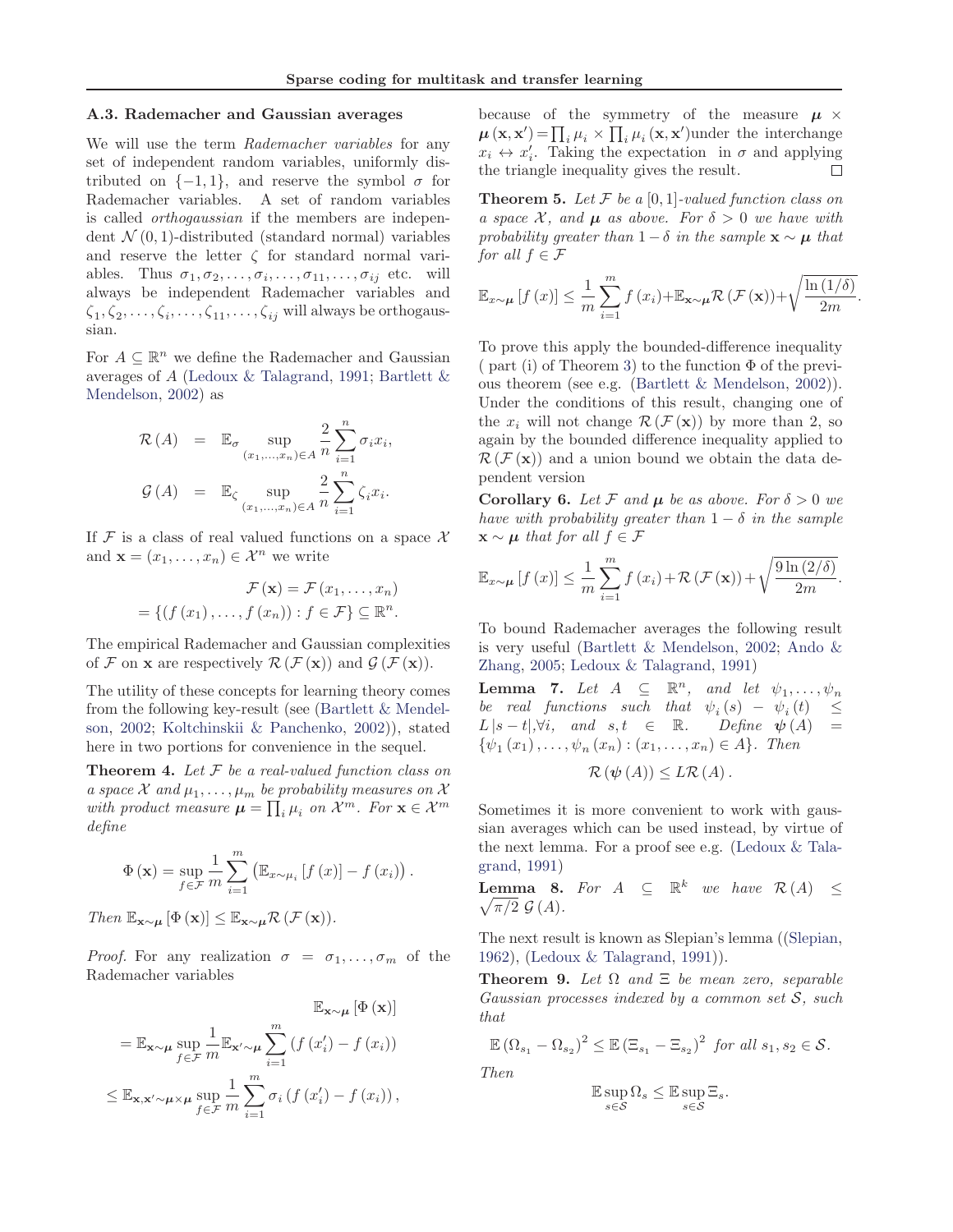### A.3. Rademacher and Gaussian averages

We will use the term *Rademacher variables* for any set of independent random variables, uniformly distributed on $\{-1, 1\}$, and reserve the symbol $\sigma$ for Rademacher variables. A set of random variables is called *orthogaussian* if the members are independent $\mathcal{N}(0,1)$-distributed (standard normal) variables and reserve the letter $\zeta$ for standard normal variables. Thus $\sigma_1, \sigma_2, \ldots, \sigma_i, \ldots, \sigma_{11}, \ldots, \sigma_{ij}$ etc. will always be independent Rademacher variables and $\zeta_1, \zeta_2, \ldots, \zeta_i, \ldots, \zeta_{11}, \ldots, \zeta_{ij}$ will always be orthogaussian.

For $A \subseteq \mathbb{R}^n$ we define the Rademacher and Gaussian averages of $A$ (Ledoux & Talagrand, 1991; Bartlett & Mendelson, 2002) as

$$\mathcal{R}(A) = \mathbb{E}_\sigma \sup_{(x_1,\ldots,x_n)\in A} \frac{2}{n}\sum_{i=1}^n \sigma_i x_i,$$

$$\mathcal{G}(A) = \mathbb{E}_\zeta \sup_{(x_1,\ldots,x_n)\in A} \frac{2}{n}\sum_{i=1}^n \zeta_i x_i.$$

If $\mathcal{F}$ is a class of real valued functions on a space $\mathcal{X}$ and $\mathbf{x} = (x_1, \ldots, x_n) \in \mathcal{X}^n$ we write

$$\mathcal{F}(\mathbf{x}) = \mathcal{F}(x_1, \ldots, x_n) = \{(f(x_1), \ldots, f(x_n)) : f \in \mathcal{F}\} \subseteq \mathbb{R}^n.$$

The empirical Rademacher and Gaussian complexities of $\mathcal{F}$ on $\mathbf{x}$ are respectively $\mathcal{R}(\mathcal{F}(\mathbf{x}))$ and $\mathcal{G}(\mathcal{F}(\mathbf{x}))$.

The utility of these concepts for learning theory comes from the following key-result (see (Bartlett & Mendelson, 2002; Koltchinskii & Panchenko, 2002)), stated here in two portions for convenience in the sequel.

**Theorem 4.** *Let $\mathcal{F}$ be a real-valued function class on a space $\mathcal{X}$ and $\mu_1, \ldots, \mu_m$ be probability measures on $\mathcal{X}$ with product measure $\boldsymbol{\mu} = \prod_i \mu_i$ on $\mathcal{X}^m$. For $\mathbf{x} \in \mathcal{X}^m$ define*

$$\Phi(\mathbf{x}) = \sup_{f\in\mathcal{F}} \frac{1}{m}\sum_{i=1}^m \left(\mathbb{E}_{x\sim\mu_i}[f(x)] - f(x_i)\right).$$

*Then $\mathbb{E}_{\mathbf{x}\sim\boldsymbol{\mu}}[\Phi(\mathbf{x})] \le \mathbb{E}_{\mathbf{x}\sim\boldsymbol{\mu}}\mathcal{R}(\mathcal{F}(\mathbf{x}))$.*

*Proof.* For any realization $\sigma = \sigma_1, \ldots, \sigma_m$ of the Rademacher variables

$$\begin{aligned}
&\mathbb{E}_{\mathbf{x}\sim\boldsymbol{\mu}}[\Phi(\mathbf{x})] \\
&= \mathbb{E}_{\mathbf{x}\sim\boldsymbol{\mu}} \sup_{f\in\mathcal{F}} \frac{1}{m} \mathbb{E}_{\mathbf{x}'\sim\boldsymbol{\mu}} \sum_{i=1}^m \left(f(x_i') - f(x_i)\right) \\
&\le \mathbb{E}_{\mathbf{x},\mathbf{x}'\sim\boldsymbol{\mu}\times\boldsymbol{\mu}} \sup_{f\in\mathcal{F}} \frac{1}{m}\sum_{i=1}^m \sigma_i \left(f(x_i') - f(x_i)\right),
\end{aligned}$$

because of the symmetry of the measure $\boldsymbol{\mu} \times \boldsymbol{\mu}(\mathbf{x}, \mathbf{x}') = \prod_i \mu_i \times \prod_i \mu_i(\mathbf{x}, \mathbf{x}')$under the interchange $x_i \leftrightarrow x_i'$. Taking the expectation in $\sigma$ and applying the triangle inequality gives the result. ∎

**Theorem 5.** *Let $\mathcal{F}$ be a $[0,1]$-valued function class on a space $\mathcal{X}$, and $\boldsymbol{\mu}$ as above. For $\delta > 0$ we have with probability greater than $1-\delta$ in the sample $\mathbf{x} \sim \boldsymbol{\mu}$ that for all $f \in \mathcal{F}$*

$$\mathbb{E}_{x\sim\boldsymbol{\mu}}[f(x)] \le \frac{1}{m}\sum_{i=1}^m f(x_i) + \mathbb{E}_{\mathbf{x}\sim\boldsymbol{\mu}}\mathcal{R}(\mathcal{F}(\mathbf{x})) + \sqrt{\frac{\ln(1/\delta)}{2m}}.$$

To prove this apply the bounded-difference inequality ( part (i) of Theorem 3) to the function $\Phi$ of the previous theorem (see e.g. (Bartlett & Mendelson, 2002)). Under the conditions of this result, changing one of the $x_i$ will not change $\mathcal{R}(\mathcal{F}(\mathbf{x}))$ by more than 2, so again by the bounded difference inequality applied to $\mathcal{R}(\mathcal{F}(\mathbf{x}))$ and a union bound we obtain the data dependent version

**Corollary 6.** *Let $\mathcal{F}$ and $\boldsymbol{\mu}$ be as above. For $\delta > 0$ we have with probability greater than $1-\delta$ in the sample $\mathbf{x} \sim \boldsymbol{\mu}$ that for all $f \in \mathcal{F}$*

$$\mathbb{E}_{x\sim\boldsymbol{\mu}}[f(x)] \le \frac{1}{m}\sum_{i=1}^m f(x_i) + \mathcal{R}(\mathcal{F}(\mathbf{x})) + \sqrt{\frac{9\ln(2/\delta)}{2m}}.$$

To bound Rademacher averages the following result is very useful (Bartlett & Mendelson, 2002; Ando & Zhang, 2005; Ledoux & Talagrand, 1991)

**Lemma 7.** *Let $A \subseteq \mathbb{R}^n$, and let $\psi_1, \ldots, \psi_n$ be real functions such that $\psi_i(s) - \psi_i(t) \le L|s-t|, \forall i$, and $s, t \in \mathbb{R}$. Define $\boldsymbol{\psi}(A) = \{\psi_1(x_1), \ldots, \psi_n(x_n) : (x_1, \ldots, x_n) \in A\}$. Then*

$$\mathcal{R}(\boldsymbol{\psi}(A)) \le L\mathcal{R}(A).$$

Sometimes it is more convenient to work with gaussian averages which can be used instead, by virtue of the next lemma. For a proof see e.g. (Ledoux & Talagrand, 1991)

**Lemma 8.** *For $A \subseteq \mathbb{R}^k$ we have $\mathcal{R}(A) \le \sqrt{\pi/2}\,\mathcal{G}(A)$.*

The next result is known as Slepian's lemma ((Slepian, 1962), (Ledoux & Talagrand, 1991)).

**Theorem 9.** *Let $\Omega$ and $\Xi$ be mean zero, separable Gaussian processes indexed by a common set $\mathcal{S}$, such that*

$$\mathbb{E}(\Omega_{s_1} - \Omega_{s_2})^2 \le \mathbb{E}(\Xi_{s_1} - \Xi_{s_2})^2 \text{ for all } s_1, s_2 \in \mathcal{S}.$$

*Then*

$$\mathbb{E}\sup_{s\in\mathcal{S}} \Omega_s \le \mathbb{E}\sup_{s\in\mathcal{S}} \Xi_s.$$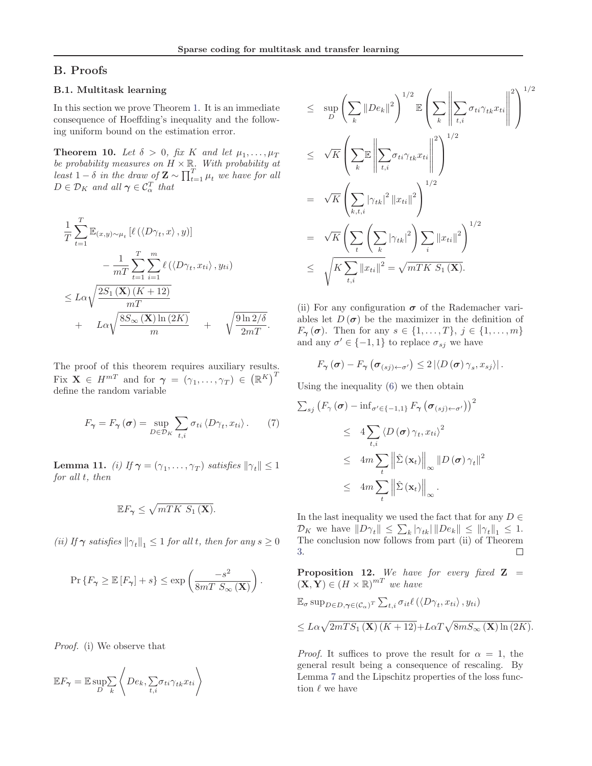## B. Proofs

### B.1. Multitask learning

In this section we prove Theorem 1. It is an immediate consequence of Hoeffding's inequality and the following uniform bound on the estimation error.

**Theorem 10.** *Let $\delta > 0$, fix $K$ and let $\mu_1, \ldots, \mu_T$ be probability measures on $H \times \mathbb{R}$. With probability at least $1 - \delta$ in the draw of $\mathbf{Z} \sim \prod_{t=1}^T \mu_t$ we have for all $D \in \mathcal{D}_K$ and all $\boldsymbol{\gamma} \in \mathcal{C}_\alpha^T$ that*

$$
\begin{aligned}
&\frac{1}{T} \sum_{t=1}^{T} \mathbb{E}_{(x,y)\sim\mu_t} \left[ \ell \left( \langle D\gamma_t, x \rangle, y \right) \right] \\
&\qquad - \frac{1}{mT} \sum_{t=1}^{T} \sum_{i=1}^{m} \ell \left( \langle D\gamma_t, x_{ti} \rangle, y_{ti} \right) \\
&\leq L\alpha \sqrt{\frac{2S_1(\mathbf{X})(K+12)}{mT}} \\
&\qquad + \quad L\alpha \sqrt{\frac{8S_\infty(\mathbf{X}) \ln(2K)}{m}} \quad + \quad \sqrt{\frac{9 \ln 2/\delta}{2mT}}.
\end{aligned}
$$

The proof of this theorem requires auxiliary results. Fix $\mathbf{X} \in H^{mT}$ and for $\boldsymbol{\gamma} = (\gamma_1, \ldots, \gamma_T) \in \left(\mathbb{R}^K\right)^T$ define the random variable

$$
F_{\boldsymbol{\gamma}} = F_{\boldsymbol{\gamma}}(\boldsymbol{\sigma}) = \sup_{D \in \mathcal{D}_K} \sum_{t,i} \sigma_{ti} \langle D\gamma_t, x_{ti} \rangle. \qquad (7)
$$

**Lemma 11.** *(i) If $\boldsymbol{\gamma} = (\gamma_1, \ldots, \gamma_T)$ satisfies $\|\gamma_t\| \leq 1$ for all $t$, then*

$$
\mathbb{E}F_{\boldsymbol{\gamma}} \leq \sqrt{mTK \; S_1(\mathbf{X})}.
$$

*(ii) If $\boldsymbol{\gamma}$ satisfies $\|\gamma_t\|_1 \leq 1$ for all $t$, then for any $s \geq 0$*

$$
\Pr\left\{F_{\boldsymbol{\gamma}} \geq \mathbb{E}\left[F_{\boldsymbol{\gamma}}\right] + s\right\} \leq \exp\left(\frac{-s^2}{8mT \; S_\infty(\mathbf{X})}\right).
$$

*Proof.* (i) We observe that

$$
\begin{aligned}
\mathbb{E}F_{\boldsymbol{\gamma}} &= \mathbb{E} \sup_D \sum_k \left\langle De_k, \sum_{t,i} \sigma_{ti}\gamma_{tk}x_{ti} \right\rangle \\
&\leq \sup_D \left( \sum_k \|De_k\|^2 \right)^{1/2} \mathbb{E} \left( \sum_k \left\| \sum_{t,i} \sigma_{ti}\gamma_{tk}x_{ti} \right\|^2 \right)^{1/2} \\
&\leq \sqrt{K} \left( \sum_k \mathbb{E} \left\| \sum_{t,i} \sigma_{ti}\gamma_{tk}x_{ti} \right\|^2 \right)^{1/2} \\
&= \sqrt{K} \left( \sum_{k,t,i} |\gamma_{tk}|^2 \|x_{ti}\|^2 \right)^{1/2} \\
&= \sqrt{K} \left( \sum_t \left( \sum_k |\gamma_{tk}|^2 \right) \sum_i \|x_{ti}\|^2 \right)^{1/2} \\
&\leq \sqrt{K \sum_{t,i} \|x_{ti}\|^2} = \sqrt{mTK \; S_1(\mathbf{X})}.
\end{aligned}
$$

(ii) For any configuration $\boldsymbol{\sigma}$ of the Rademacher variables let $D(\boldsymbol{\sigma})$ be the maximizer in the definition of $F_{\boldsymbol{\gamma}}(\boldsymbol{\sigma})$. Then for any $s \in \{1, \ldots, T\}$, $j \in \{1, \ldots, m\}$ and any $\sigma' \in \{-1, 1\}$ to replace $\sigma_{sj}$ we have

$$
F_{\boldsymbol{\gamma}}(\boldsymbol{\sigma}) - F_{\boldsymbol{\gamma}}\left(\boldsymbol{\sigma}_{(sj)\leftarrow\sigma'}\right) \leq 2 \left| \langle D(\boldsymbol{\sigma})\gamma_s, x_{sj} \rangle \right|.
$$

Using the inequality (6) we then obtain

$$
\begin{aligned}
&\sum_{sj} \left( F_\gamma(\boldsymbol{\sigma}) - \inf_{\sigma' \in \{-1,1\}} F_{\boldsymbol{\gamma}}\left(\boldsymbol{\sigma}_{(sj)\leftarrow\sigma'}\right) \right)^2 \\
&\qquad \leq 4 \sum_{t,i} \langle D(\boldsymbol{\sigma})\gamma_t, x_{ti} \rangle^2 \\
&\qquad \leq 4m \sum_t \left\| \hat{\Sigma}(\mathbf{x}_t) \right\|_\infty \|D(\boldsymbol{\sigma})\gamma_t\|^2 \\
&\qquad \leq 4m \sum_t \left\| \hat{\Sigma}(\mathbf{x}_t) \right\|_\infty.
\end{aligned}
$$

In the last inequality we used the fact that for any $D \in \mathcal{D}_K$ we have $\|D\gamma_t\| \leq \sum_k |\gamma_{tk}| \|De_k\| \leq \|\gamma_t\|_1 \leq 1$. The conclusion now follows from part (ii) of Theorem 3. ∎

**Proposition 12.** *We have for every fixed $\mathbf{Z} = (\mathbf{X}, \mathbf{Y}) \in (H \times \mathbb{R})^{mT}$ we have*

$$
\mathbb{E}_\sigma \sup_{D \in D, \boldsymbol{\gamma} \in (\mathcal{C}_\alpha)^T} \sum_{t,i} \sigma_{it} \ell\left(\langle D\gamma_t, x_{ti} \rangle, y_{ti}\right)
$$

$$
\leq L\alpha \sqrt{2mTS_1(\mathbf{X})(K+12)} + L\alpha T \sqrt{8mS_\infty(\mathbf{X}) \ln(2K)}.
$$

*Proof.* It suffices to prove the result for $\alpha = 1$, the general result being a consequence of rescaling. By Lemma 7 and the Lipschitz properties of the loss function $\ell$ we have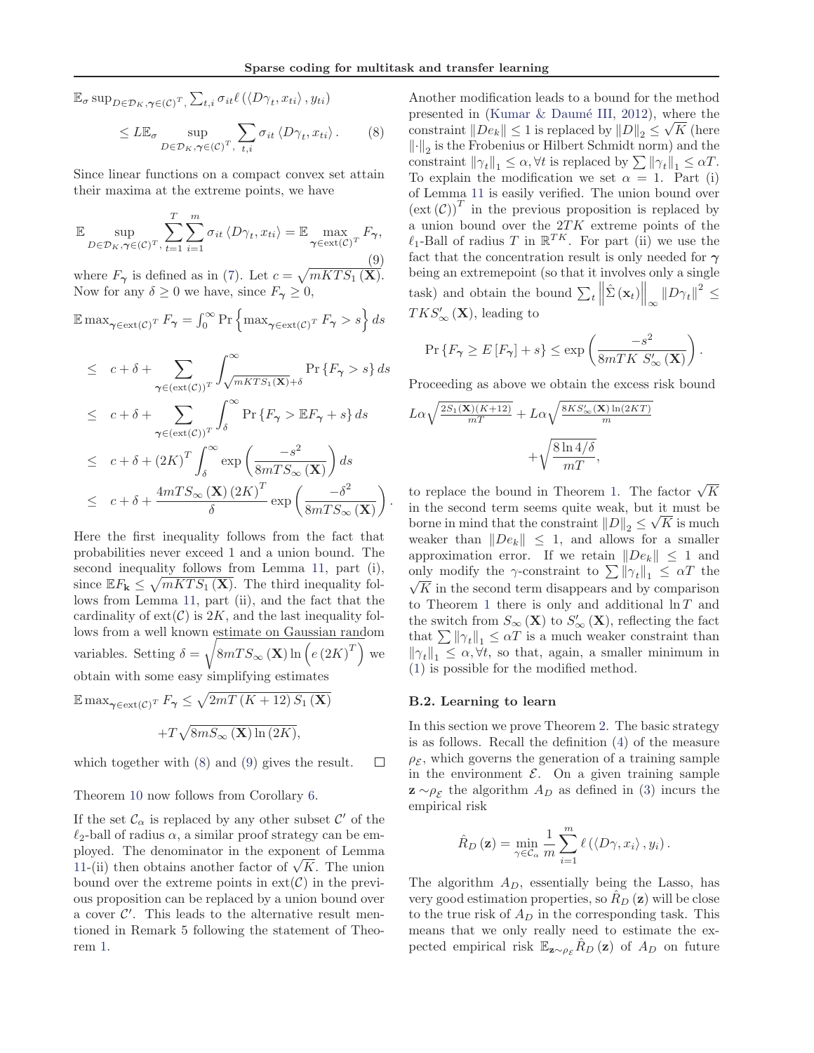$$\mathbb{E}_\sigma \sup_{D\in\mathcal{D}_K,\boldsymbol{\gamma}\in(\mathcal{C})^T,} \sum_{t,i} \sigma_{it} \ell\left(\langle D\gamma_t, x_{ti}\rangle, y_{ti}\right)$$

$$\leq L\mathbb{E}_\sigma \sup_{D\in\mathcal{D}_K,\boldsymbol{\gamma}\in(\mathcal{C})^T,} \sum_{t,i} \sigma_{it} \langle D\gamma_t, x_{ti}\rangle. \tag{8}$$

Since linear functions on a compact convex set attain their maxima at the extreme points, we have

$$\mathbb{E} \sup_{D\in\mathcal{D}_K,\boldsymbol{\gamma}\in(\mathcal{C})^T,} \sum_{t=1}^T \sum_{i=1}^m \sigma_{it} \langle D\gamma_t, x_{ti}\rangle = \mathbb{E} \max_{\boldsymbol{\gamma}\in \text{ext}(\mathcal{C})^T} F_{\boldsymbol{\gamma}}, \tag{9}$$

where $F_{\boldsymbol{\gamma}}$ is defined as in (7). Let $c = \sqrt{mKTS_1(\mathbf{X})}$. Now for any $\delta \geq 0$ we have, since $F_{\boldsymbol{\gamma}} \geq 0$,

$$\mathbb{E}\max_{\boldsymbol{\gamma}\in\text{ext}(\mathcal{C})^T} F_{\boldsymbol{\gamma}} = \int_0^\infty \Pr\left\{\max_{\boldsymbol{\gamma}\in\text{ext}(\mathcal{C})^T} F_{\boldsymbol{\gamma}} > s\right\} ds$$

$$\begin{aligned}
&\leq c + \delta + \sum_{\boldsymbol{\gamma}\in(\text{ext}(\mathcal{C}))^T} \int_{\sqrt{mKTS_1(\mathbf{X})}+\delta}^\infty \Pr\{F_{\boldsymbol{\gamma}} > s\}\, ds \\
&\leq c + \delta + \sum_{\boldsymbol{\gamma}\in(\text{ext}(\mathcal{C}))^T} \int_\delta^\infty \Pr\{F_{\boldsymbol{\gamma}} > \mathbb{E}F_{\boldsymbol{\gamma}} + s\}\, ds \\
&\leq c + \delta + (2K)^T \int_\delta^\infty \exp\left(\frac{-s^2}{8mTS_\infty(\mathbf{X})}\right) ds \\
&\leq c + \delta + \frac{4mTS_\infty(\mathbf{X})(2K)^T}{\delta} \exp\left(\frac{-\delta^2}{8mTS_\infty(\mathbf{X})}\right).
\end{aligned}$$

Here the first inequality follows from the fact that probabilities never exceed 1 and a union bound. The second inequality follows from Lemma 11, part (i), since $\mathbb{E}F_{\mathbf{k}} \leq \sqrt{mKTS_1(\mathbf{X})}$. The third inequality follows from Lemma 11, part (ii), and the fact that the cardinality of $\text{ext}(\mathcal{C})$ is $2K$, and the last inequality follows from a well known estimate on Gaussian random variables. Setting $\delta = \sqrt{8mTS_\infty(\mathbf{X})\ln\left(e(2K)^T\right)}$ we obtain with some easy simplifying estimates

$$\mathbb{E}\max_{\boldsymbol{\gamma}\in\text{ext}(\mathcal{C})^T} F_{\boldsymbol{\gamma}} \leq \sqrt{2mT(K+12)S_1(\mathbf{X})}$$
$$+ T\sqrt{8mS_\infty(\mathbf{X})\ln(2K)},$$

which together with (8) and (9) gives the result. □

Theorem 10 now follows from Corollary 6.

If the set $\mathcal{C}_\alpha$ is replaced by any other subset $\mathcal{C}'$ of the $\ell_2$-ball of radius $\alpha$, a similar proof strategy can be employed. The denominator in the exponent of Lemma 11-(ii) then obtains another factor of $\sqrt{K}$. The union bound over the extreme points in $\text{ext}(\mathcal{C})$ in the previous proposition can be replaced by a union bound over a cover $\mathcal{C}'$. This leads to the alternative result mentioned in Remark 5 following the statement of Theorem 1.

Another modification leads to a bound for the method presented in (Kumar & Daumé III, 2012), where the constraint $\|De_k\| \leq 1$ is replaced by $\|D\|_2 \leq \sqrt{K}$ (here $\|\cdot\|_2$ is the Frobenius or Hilbert Schmidt norm) and the constraint $\|\gamma_t\|_1 \leq \alpha, \forall t$ is replaced by $\sum \|\gamma_t\|_1 \leq \alpha T$. To explain the modification we set $\alpha = 1$. Part (i) of Lemma 11 is easily verified. The union bound over $(\text{ext}(\mathcal{C}))^T$ in the previous proposition is replaced by a union bound over the $2TK$ extreme points of the $\ell_1$-Ball of radius $T$ in $\mathbb{R}^{TK}$. For part (ii) we use the fact that the concentration result is only needed for $\boldsymbol{\gamma}$ being an extremepoint (so that it involves only a single task) and obtain the bound $\sum_t \left\|\hat{\Sigma}(\mathbf{x}_t)\right\|_\infty \|D\gamma_t\|^2 \leq TKS'_\infty(\mathbf{X})$, leading to

$$\Pr\{F_{\boldsymbol{\gamma}} \geq E[F_{\boldsymbol{\gamma}}] + s\} \leq \exp\left(\frac{-s^2}{8mTK\ S'_\infty(\mathbf{X})}\right).$$

Proceeding as above we obtain the excess risk bound

$$L\alpha\sqrt{\frac{2S_1(\mathbf{X})(K+12)}{mT}} + L\alpha\sqrt{\frac{8KS'_\infty(\mathbf{X})\ln(2KT)}{m}}$$
$$+\sqrt{\frac{8\ln 4/\delta}{mT}},$$

to replace the bound in Theorem 1. The factor $\sqrt{K}$ in the second term seems quite weak, but it must be borne in mind that the constraint $\|D\|_2 \leq \sqrt{K}$ is much weaker than $\|De_k\| \leq 1$, and allows for a smaller approximation error. If we retain $\|De_k\| \leq 1$ and only modify the $\gamma$-constraint to $\sum \|\gamma_t\|_1 \leq \alpha T$ the $\sqrt{K}$ in the second term disappears and by comparison to Theorem 1 there is only and additional $\ln T$ and the switch from $S_\infty(\mathbf{X})$ to $S'_\infty(\mathbf{X})$, reflecting the fact that $\sum \|\gamma_t\|_1 \leq \alpha T$ is a much weaker constraint than $\|\gamma_t\|_1 \leq \alpha, \forall t$, so that, again, a smaller minimum in (1) is possible for the modified method.

### B.2. Learning to learn

In this section we prove Theorem 2. The basic strategy is as follows. Recall the definition (4) of the measure $\rho_\mathcal{E}$, which governs the generation of a training sample in the environment $\mathcal{E}$. On a given training sample $\mathbf{z} \sim \rho_\mathcal{E}$ the algorithm $A_D$ as defined in (3) incurs the empirical risk

$$\hat{R}_D(\mathbf{z}) = \min_{\gamma\in\mathcal{C}_\alpha} \frac{1}{m}\sum_{i=1}^m \ell\left(\langle D\gamma, x_i\rangle, y_i\right).$$

The algorithm $A_D$, essentially being the Lasso, has very good estimation properties, so $\hat{R}_D(\mathbf{z})$ will be close to the true risk of $A_D$ in the corresponding task. This means that we only really need to estimate the expected empirical risk $\mathbb{E}_{\mathbf{z}\sim\rho_\mathcal{E}}\hat{R}_D(\mathbf{z})$ of $A_D$ on future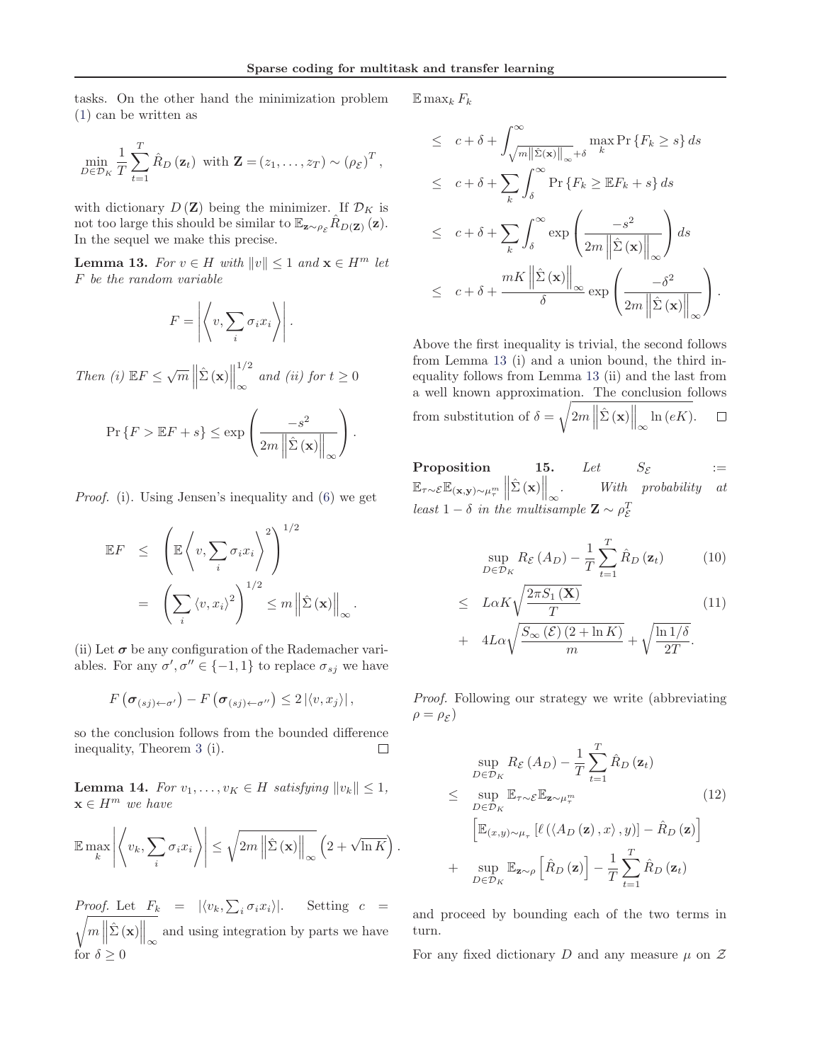tasks. On the other hand the minimization problem (1) can be written as

$$\min_{D\in\mathcal{D}_K}\frac{1}{T}\sum_{t=1}^{T}\hat{R}_D\left(\mathbf{z}_t\right)\ \text{ with }\mathbf{Z}=\left(z_1,\dots,z_T\right)\sim\left(\rho_{\mathcal{E}}\right)^T,$$

with dictionary $D(\mathbf{Z})$ being the minimizer. If $\mathcal{D}_K$ is not too large this should be similar to $\mathbb{E}_{\mathbf{z}\sim\rho_{\mathcal{E}}}\hat{R}_{D(\mathbf{Z})}(\mathbf{z})$. In the sequel we make this precise.

**Lemma 13.** *For $v\in H$ with $\|v\|\leq 1$ and $\mathbf{x}\in H^m$ let $F$ be the random variable*

$$F=\left|\left\langle v,\sum_i\sigma_i x_i\right\rangle\right|.$$

*Then (i) $\mathbb{E}F\leq\sqrt{m}\left\|\hat{\Sigma}\left(\mathbf{x}\right)\right\|_\infty^{1/2}$ and (ii) for $t\geq 0$*

$$\Pr\left\{F>\mathbb{E}F+s\right\}\leq\exp\left(\frac{-s^2}{2m\left\|\hat{\Sigma}\left(\mathbf{x}\right)\right\|_\infty}\right).$$

*Proof.* (i). Using Jensen's inequality and (6) we get

$$\begin{aligned}\mathbb{E}F&\leq\left(\mathbb{E}\left\langle v,\sum_i\sigma_i x_i\right\rangle^2\right)^{1/2}\\&=\left(\sum_i\left\langle v,x_i\right\rangle^2\right)^{1/2}\leq m\left\|\hat{\Sigma}\left(\mathbf{x}\right)\right\|_\infty.\end{aligned}$$

(ii) Let $\boldsymbol{\sigma}$ be any configuration of the Rademacher variables. For any $\sigma',\sigma''\in\{-1,1\}$ to replace $\sigma_{sj}$ we have

$$F\left(\boldsymbol{\sigma}_{(sj)\leftarrow\sigma'}\right)-F\left(\boldsymbol{\sigma}_{(sj)\leftarrow\sigma''}\right)\leq 2\left|\langle v,x_j\rangle\right|,$$

so the conclusion follows from the bounded difference inequality, Theorem 3 (i). ∎

**Lemma 14.** *For $v_1,\dots,v_K\in H$ satisfying $\|v_k\|\leq 1$, $\mathbf{x}\in H^m$ we have*

$$\mathbb{E}\max_k\left|\left\langle v_k,\sum_i\sigma_i x_i\right\rangle\right|\leq\sqrt{2m\left\|\hat{\Sigma}\left(\mathbf{x}\right)\right\|_\infty}\left(2+\sqrt{\ln K}\right).$$

*Proof.* Let $F_k=|\langle v_k,\sum_i\sigma_i x_i\rangle|$. Setting $c=\sqrt{m\left\|\hat{\Sigma}\left(\mathbf{x}\right)\right\|_\infty}$ and using integration by parts we have for $\delta\geq 0$

$\mathbb{E}\max_k F_k$

$$\begin{aligned}&\leq c+\delta+\int_{\sqrt{m\left\|\hat{\Sigma}(\mathbf{x})\right\|_\infty}+\delta}^{\infty}\max_k\Pr\left\{F_k\geq s\right\}ds\\&\leq c+\delta+\sum_k\int_\delta^\infty\Pr\left\{F_k\geq\mathbb{E}F_k+s\right\}ds\\&\leq c+\delta+\sum_k\int_\delta^\infty\exp\left(\frac{-s^2}{2m\left\|\hat{\Sigma}\left(\mathbf{x}\right)\right\|_\infty}\right)ds\\&\leq c+\delta+\frac{mK\left\|\hat{\Sigma}\left(\mathbf{x}\right)\right\|_\infty}{\delta}\exp\left(\frac{-\delta^2}{2m\left\|\hat{\Sigma}\left(\mathbf{x}\right)\right\|_\infty}\right).\end{aligned}$$

Above the first inequality is trivial, the second follows from Lemma 13 (i) and a union bound, the third inequality follows from Lemma 13 (ii) and the last from a well known approximation. The conclusion follows from substitution of $\delta=\sqrt{2m\left\|\hat{\Sigma}\left(\mathbf{x}\right)\right\|_\infty\ln\left(eK\right)}$. ∎

**Proposition 15.** *Let $S_{\mathcal{E}}:=\mathbb{E}_{\tau\sim\mathcal{E}}\mathbb{E}_{(\mathbf{x},\mathbf{y})\sim\mu_\tau^m}\left\|\hat{\Sigma}\left(\mathbf{x}\right)\right\|_\infty$. With probability at least $1-\delta$ in the multisample $\mathbf{Z}\sim\rho_{\mathcal{E}}^T$*

$$\begin{aligned}&\sup_{D\in\mathcal{D}_K}R_{\mathcal{E}}\left(A_D\right)-\frac{1}{T}\sum_{t=1}^{T}\hat{R}_D\left(\mathbf{z}_t\right)&(10)\\&\leq L\alpha K\sqrt{\frac{2\pi S_1\left(\mathbf{X}\right)}{T}}&(11)\\&+4L\alpha\sqrt{\frac{S_\infty\left(\mathcal{E}\right)\left(2+\ln K\right)}{m}}+\sqrt{\frac{\ln 1/\delta}{2T}}.\end{aligned}$$

*Proof.* Following our strategy we write (abbreviating $\rho=\rho_{\mathcal{E}}$)

$$\begin{aligned}&\sup_{D\in\mathcal{D}_K}R_{\mathcal{E}}\left(A_D\right)-\frac{1}{T}\sum_{t=1}^{T}\hat{R}_D\left(\mathbf{z}_t\right)\\&\leq\sup_{D\in\mathcal{D}_K}\mathbb{E}_{\tau\sim\mathcal{E}}\mathbb{E}_{\mathbf{z}\sim\mu_\tau^m}\quad(12)\\&\quad\left[\mathbb{E}_{(x,y)\sim\mu_\tau}\left[\ell\left(\left\langle A_D\left(\mathbf{z}\right),x\right\rangle,y\right)\right]-\hat{R}_D\left(\mathbf{z}\right)\right]\\&+\sup_{D\in\mathcal{D}_K}\mathbb{E}_{\mathbf{z}\sim\rho}\left[\hat{R}_D\left(\mathbf{z}\right)\right]-\frac{1}{T}\sum_{t=1}^{T}\hat{R}_D\left(\mathbf{z}_t\right)\end{aligned}$$

and proceed by bounding each of the two terms in turn.

For any fixed dictionary $D$ and any measure $\mu$ on $\mathcal{Z}$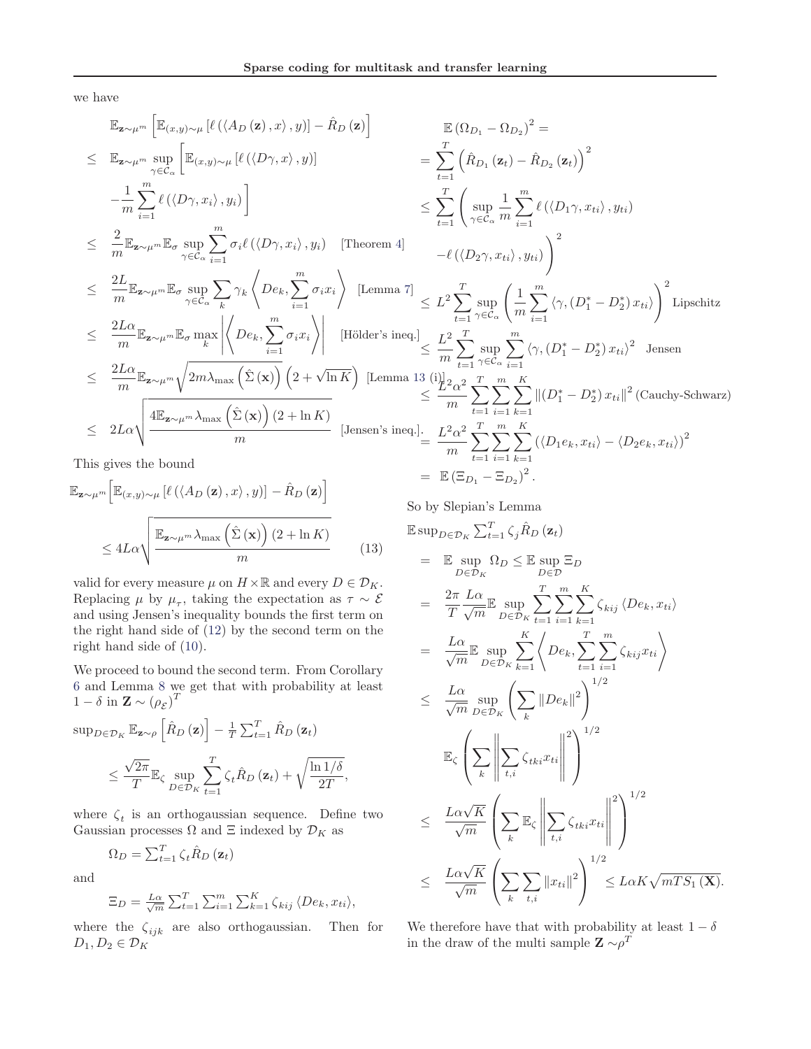we have

$$
\begin{aligned}
& \mathbb{E}_{\mathbf{z}\sim\mu^m}\left[\mathbb{E}_{(x,y)\sim\mu}\left[\ell\left(\left\langle A_D\left(\mathbf{z}\right),x\right\rangle,y\right)\right]-\hat{R}_D\left(\mathbf{z}\right)\right] \\
\leq\ & \mathbb{E}_{\mathbf{z}\sim\mu^m}\sup_{\gamma\in\mathcal{C}_\alpha}\left[\mathbb{E}_{(x,y)\sim\mu}\left[\ell\left(\left\langle D\gamma,x\right\rangle,y\right)\right]\right. \\
& \left.-\frac{1}{m}\sum_{i=1}^m\ell\left(\left\langle D\gamma,x_i\right\rangle,y_i\right)\right] \\
\leq\ & \frac{2}{m}\mathbb{E}_{\mathbf{z}\sim\mu^m}\mathbb{E}_\sigma\sup_{\gamma\in\mathcal{C}_\alpha}\sum_{i=1}^m\sigma_i\ell\left(\left\langle D\gamma,x_i\right\rangle,y_i\right) \quad \text{[Theorem 4]} \\
\leq\ & \frac{2L}{m}\mathbb{E}_{\mathbf{z}\sim\mu^m}\mathbb{E}_\sigma\sup_{\gamma\in\mathcal{C}_\alpha}\sum_k\gamma_k\left\langle De_k,\sum_{i=1}^m\sigma_ix_i\right\rangle \quad \text{[Lemma 7]} \\
\leq\ & \frac{2L\alpha}{m}\mathbb{E}_{\mathbf{z}\sim\mu^m}\mathbb{E}_\sigma\max_k\left|\left\langle De_k,\sum_{i=1}^m\sigma_ix_i\right\rangle\right| \quad \text{[Hölder's ineq.]} \\
\leq\ & \frac{2L\alpha}{m}\mathbb{E}_{\mathbf{z}\sim\mu^m}\sqrt{2m\lambda_{\max}\left(\hat{\Sigma}\left(\mathbf{x}\right)\right)}\left(2+\sqrt{\ln K}\right) \quad \text{[Lemma 13 (i)]} \\
\leq\ & 2L\alpha\sqrt{\frac{4\mathbb{E}_{\mathbf{z}\sim\mu^m}\lambda_{\max}\left(\hat{\Sigma}\left(\mathbf{x}\right)\right)\left(2+\ln K\right)}{m}} \quad \text{[Jensen's ineq.].}
\end{aligned}
$$

This gives the bound

$$
\mathbb{E}_{\mathbf{z}\sim\mu^m}\left[\mathbb{E}_{(x,y)\sim\mu}\left[\ell\left(\left\langle A_D\left(\mathbf{z}\right),x\right\rangle,y\right)\right]-\hat{R}_D\left(\mathbf{z}\right)\right]
\leq 4L\alpha\sqrt{\frac{\mathbb{E}_{\mathbf{z}\sim\mu^m}\lambda_{\max}\left(\hat{\Sigma}\left(\mathbf{x}\right)\right)\left(2+\ln K\right)}{m}} \tag{13}
$$

valid for every measure $\mu$ on $H\times\mathbb{R}$ and every $D\in\mathcal{D}_K$. Replacing $\mu$ by $\mu_\tau$, taking the expectation as $\tau\sim\mathcal{E}$ and using Jensen's inequality bounds the first term on the right hand side of (12) by the second term on the right hand side of (10).

We proceed to bound the second term. From Corollary 6 and Lemma 8 we get that with probability at least $1-\delta$ in $\mathbf{Z}\sim\left(\rho_{\mathcal{E}}\right)^T$

$$
\sup_{D\in\mathcal{D}_K}\mathbb{E}_{\mathbf{z}\sim\rho}\left[\hat{R}_D\left(\mathbf{z}\right)\right]-\frac{1}{T}\sum_{t=1}^T\hat{R}_D\left(\mathbf{z}_t\right)
\leq \frac{\sqrt{2\pi}}{T}\mathbb{E}_\zeta\sup_{D\in\mathcal{D}_K}\sum_{t=1}^T\zeta_t\hat{R}_D\left(\mathbf{z}_t\right)+\sqrt{\frac{\ln 1/\delta}{2T}},
$$

where $\zeta_t$ is an orthogaussian sequence. Define two Gaussian processes $\Omega$ and $\Xi$ indexed by $\mathcal{D}_K$ as

$$
\Omega_D=\sum_{t=1}^T\zeta_t\hat{R}_D\left(\mathbf{z}_t\right)
$$

and

$$
\Xi_D=\frac{L\alpha}{\sqrt{m}}\sum_{t=1}^T\sum_{i=1}^m\sum_{k=1}^K\zeta_{kij}\left\langle De_k,x_{ti}\right\rangle,
$$

where the $\zeta_{ijk}$ are also orthogaussian. Then for $D_1,D_2\in\mathcal{D}_K$

$$
\begin{aligned}
& \mathbb{E}\left(\Omega_{D_1}-\Omega_{D_2}\right)^2= \\
=\ & \sum_{t=1}^T\left(\hat{R}_{D_1}\left(\mathbf{z}_t\right)-\hat{R}_{D_2}\left(\mathbf{z}_t\right)\right)^2 \\
\leq\ & \sum_{t=1}^T\left(\sup_{\gamma\in\mathcal{C}_\alpha}\frac{1}{m}\sum_{i=1}^m\ell\left(\left\langle D_1\gamma,x_{ti}\right\rangle,y_{ti}\right)\right. \\
& \left.-\ell\left(\left\langle D_2\gamma,x_{ti}\right\rangle,y_{ti}\right)\right)^2 \\
\leq\ & L^2\sum_{t=1}^T\sup_{\gamma\in\mathcal{C}_\alpha}\left(\frac{1}{m}\sum_{i=1}^m\left\langle\gamma,\left(D_1^*-D_2^*\right)x_{ti}\right\rangle\right)^2 \quad \text{Lipschitz} \\
\leq\ & \frac{L^2}{m}\sum_{t=1}^T\sup_{\gamma\in\mathcal{C}_\alpha}\sum_{i=1}^m\left\langle\gamma,\left(D_1^*-D_2^*\right)x_{ti}\right\rangle^2 \quad \text{Jensen} \\
\leq\ & \frac{L^2\alpha^2}{m}\sum_{t=1}^T\sum_{i=1}^m\sum_{k=1}^K\left\|\left(D_1^*-D_2^*\right)x_{ti}\right\|^2 \text{ (Cauchy-Schwarz)} \\
=\ & \frac{L^2\alpha^2}{m}\sum_{t=1}^T\sum_{i=1}^m\sum_{k=1}^K\left(\left\langle D_1e_k,x_{ti}\right\rangle-\left\langle D_2e_k,x_{ti}\right\rangle\right)^2 \\
=\ & \mathbb{E}\left(\Xi_{D_1}-\Xi_{D_2}\right)^2.
\end{aligned}
$$

So by Slepian's Lemma

$$
\begin{aligned}
& \mathbb{E}\sup_{D\in\mathcal{D}_K}\sum_{t=1}^T\zeta_j\hat{R}_D\left(\mathbf{z}_t\right) \\
=\ & \mathbb{E}\sup_{D\in\mathcal{D}_K}\Omega_D\leq\mathbb{E}\sup_{D\in\mathcal{D}}\Xi_D \\
=\ & \frac{2\pi}{T}\frac{L\alpha}{\sqrt{m}}\mathbb{E}\sup_{D\in\mathcal{D}_K}\sum_{t=1}^T\sum_{i=1}^m\sum_{k=1}^K\zeta_{kij}\left\langle De_k,x_{ti}\right\rangle \\
=\ & \frac{L\alpha}{\sqrt{m}}\mathbb{E}\sup_{D\in\mathcal{D}_K}\sum_{k=1}^K\left\langle De_k,\sum_{t=1}^T\sum_{i=1}^m\zeta_{kij}x_{ti}\right\rangle \\
\leq\ & \frac{L\alpha}{\sqrt{m}}\sup_{D\in\mathcal{D}_K}\left(\sum_k\left\|De_k\right\|^2\right)^{1/2} \mathbb{E}_\zeta\left(\sum_k\left\|\sum_{t,i}\zeta_{tki}x_{ti}\right\|^2\right)^{1/2} \\
\leq\ & \frac{L\alpha\sqrt{K}}{\sqrt{m}}\left(\sum_k\mathbb{E}_\zeta\left\|\sum_{t,i}\zeta_{tki}x_{ti}\right\|^2\right)^{1/2} \\
\leq\ & \frac{L\alpha\sqrt{K}}{\sqrt{m}}\left(\sum_k\sum_{t,i}\left\|x_{ti}\right\|^2\right)^{1/2}\leq L\alpha K\sqrt{mTS_1\left(\mathbf{X}\right)}.
\end{aligned}
$$

We therefore have that with probability at least $1-\delta$ in the draw of the multi sample $\mathbf{Z}\sim\rho^T$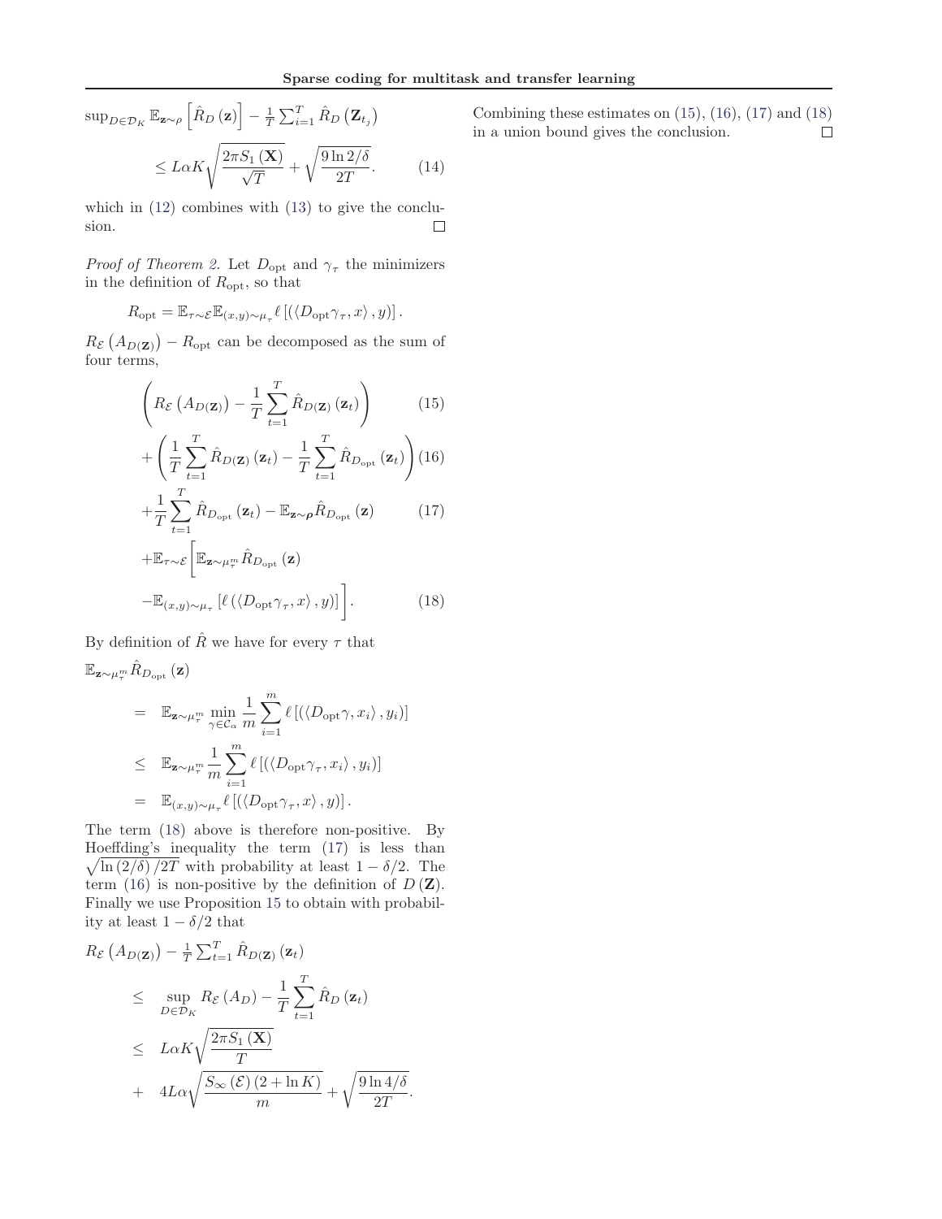$$\sup_{D\in\mathcal{D}_K}\mathbb{E}_{\mathbf{z}\sim\rho}\left[\hat{R}_D(\mathbf{z})\right]-\frac{1}{T}\sum_{i=1}^{T}\hat{R}_D\left(\mathbf{Z}_{t_j}\right)$$

$$\leq L\alpha K\sqrt{\frac{2\pi S_1(\mathbf{X})}{\sqrt{T}}}+\sqrt{\frac{9\ln 2/\delta}{2T}}. \tag{14}$$

which in (12) combines with (13) to give the conclusion. □

*Proof of Theorem 2.* Let $D_{\text{opt}}$ and $\gamma_\tau$ the minimizers in the definition of $R_{\text{opt}}$, so that

$$R_{\text{opt}}=\mathbb{E}_{\tau\sim\mathcal{E}}\mathbb{E}_{(x,y)\sim\mu_\tau}\ell\left[\left(\langle D_{\text{opt}}\gamma_\tau,x\rangle,y\right)\right].$$

$R_{\mathcal{E}}\left(A_{D(\mathbf{Z})}\right)-R_{\text{opt}}$ can be decomposed as the sum of four terms,

$$\left(R_{\mathcal{E}}\left(A_{D(\mathbf{Z})}\right)-\frac{1}{T}\sum_{t=1}^{T}\hat{R}_{D(\mathbf{Z})}(\mathbf{z}_t)\right) \tag{15}$$

$$+\left(\frac{1}{T}\sum_{t=1}^{T}\hat{R}_{D(\mathbf{Z})}(\mathbf{z}_t)-\frac{1}{T}\sum_{t=1}^{T}\hat{R}_{D_{\text{opt}}}(\mathbf{z}_t)\right) \tag{16}$$

$$+\frac{1}{T}\sum_{t=1}^{T}\hat{R}_{D_{\text{opt}}}(\mathbf{z}_t)-\mathbb{E}_{\mathbf{z}\sim\boldsymbol{\rho}}\hat{R}_{D_{\text{opt}}}(\mathbf{z}) \tag{17}$$

$$+\mathbb{E}_{\tau\sim\mathcal{E}}\bigg[\mathbb{E}_{\mathbf{z}\sim\mu_\tau^m}\hat{R}_{D_{\text{opt}}}(\mathbf{z})-\mathbb{E}_{(x,y)\sim\mu_\tau}\left[\ell\left(\langle D_{\text{opt}}\gamma_\tau,x\rangle,y\right)\right]\bigg]. \tag{18}$$

By definition of $\hat{R}$ we have for every $\tau$ that

$$\begin{aligned}
&\mathbb{E}_{\mathbf{z}\sim\mu_\tau^m}\hat{R}_{D_{\text{opt}}}(\mathbf{z})\\
&= \mathbb{E}_{\mathbf{z}\sim\mu_\tau^m}\min_{\gamma\in\mathcal{C}_\alpha}\frac{1}{m}\sum_{i=1}^{m}\ell\left[\left(\langle D_{\text{opt}}\gamma,x_i\rangle,y_i\right)\right]\\
&\leq \mathbb{E}_{\mathbf{z}\sim\mu_\tau^m}\frac{1}{m}\sum_{i=1}^{m}\ell\left[\left(\langle D_{\text{opt}}\gamma_\tau,x_i\rangle,y_i\right)\right]\\
&= \mathbb{E}_{(x,y)\sim\mu_\tau}\ell\left[\left(\langle D_{\text{opt}}\gamma_\tau,x\rangle,y\right)\right].
\end{aligned}$$

The term (18) above is therefore non-positive. By Hoeffding's inequality the term (17) is less than $\sqrt{\ln(2/\delta)/2T}$ with probability at least $1-\delta/2$. The term (16) is non-positive by the definition of $D(\mathbf{Z})$. Finally we use Proposition 15 to obtain with probability at least $1-\delta/2$ that

$$\begin{aligned}
&R_{\mathcal{E}}\left(A_{D(\mathbf{Z})}\right)-\frac{1}{T}\sum_{t=1}^{T}\hat{R}_{D(\mathbf{Z})}(\mathbf{z}_t)\\
&\leq \sup_{D\in\mathcal{D}_K}R_{\mathcal{E}}\left(A_D\right)-\frac{1}{T}\sum_{t=1}^{T}\hat{R}_D(\mathbf{z}_t)\\
&\leq L\alpha K\sqrt{\frac{2\pi S_1(\mathbf{X})}{T}}\\
&\quad+4L\alpha\sqrt{\frac{S_\infty(\mathcal{E})(2+\ln K)}{m}}+\sqrt{\frac{9\ln 4/\delta}{2T}}.
\end{aligned}$$

Combining these estimates on (15), (16), (17) and (18) in a union bound gives the conclusion. □